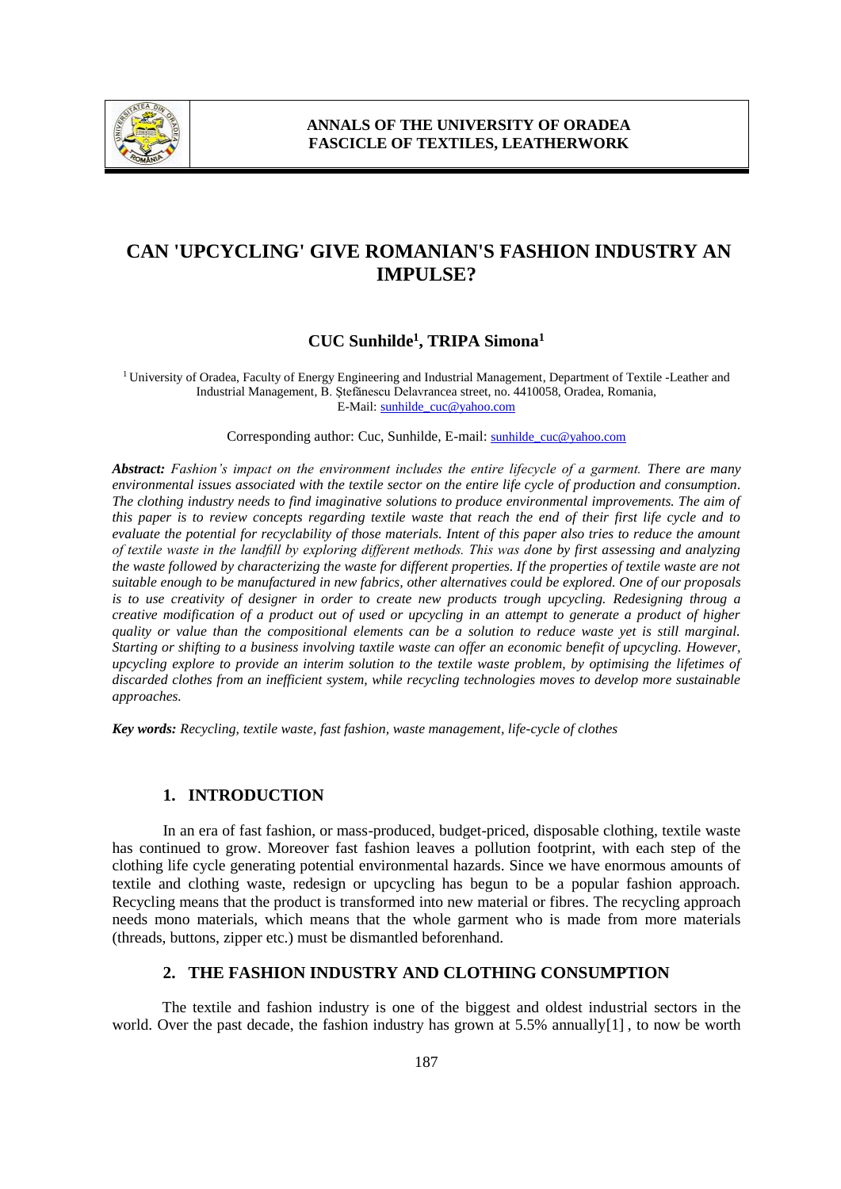# CAN 'UPCYCLING' GIVE ROMANIAN'S FASHION INDUSTRY AN IMPULSE?

**CUC Sunhilde[1], TRIPA Simona[1]**

[1] University of Oradea, Faculty of Energy Engineering and Industrial Management, Department of Textile -Leather and Industrial Management, B. Ştefănescu Delavrancea street, no. 4410058, Oradea, Romania, E-Mail: sunhilde_cuc@yahoo.com

Corresponding author: Cuc, Sunhilde, E-mail: sunhilde_cuc@yahoo.com

***Abstract:*** *Fashion's impact on the environment includes the entire lifecycle of a garment. There are many environmental issues associated with the textile sector on the entire life cycle of production and consumption. The clothing industry needs to find imaginative solutions to produce environmental improvements. The aim of this paper is to review concepts regarding textile waste that reach the end of their first life cycle and to evaluate the potential for recyclability of those materials. Intent of this paper also tries to reduce the amount of textile waste in the landfill by exploring different methods. This was done by first assessing and analyzing the waste followed by characterizing the waste for different properties. If the properties of textile waste are not suitable enough to be manufactured in new fabrics, other alternatives could be explored. One of our proposals is to use creativity of designer in order to create new products trough upcycling. Redesigning throug a creative modification of a product out of used or upcycling in an attempt to generate a product of higher quality or value than the compositional elements can be a solution to reduce waste yet is still marginal. Starting or shifting to a business involving taxtile waste can offer an economic benefit of upcycling. However, upcycling explore to provide an interim solution to the textile waste problem, by optimising the lifetimes of discarded clothes from an inefficient system, while recycling technologies moves to develop more sustainable approaches.*

***Key words:*** *Recycling, textile waste, fast fashion, waste management, life-cycle of clothes*

## 1. INTRODUCTION

In an era of fast fashion, or mass-produced, budget-priced, disposable clothing, textile waste has continued to grow. Moreover fast fashion leaves a pollution footprint, with each step of the clothing life cycle generating potential environmental hazards. Since we have enormous amounts of textile and clothing waste, redesign or upcycling has begun to be a popular fashion approach. Recycling means that the product is transformed into new material or fibres. The recycling approach needs mono materials, which means that the whole garment who is made from more materials (threads, buttons, zipper etc.) must be dismantled beforenhand.

## 2. THE FASHION INDUSTRY AND CLOTHING CONSUMPTION

The textile and fashion industry is one of the biggest and oldest industrial sectors in the world. Over the past decade, the fashion industry has grown at 5.5% annually[1] , to now be worth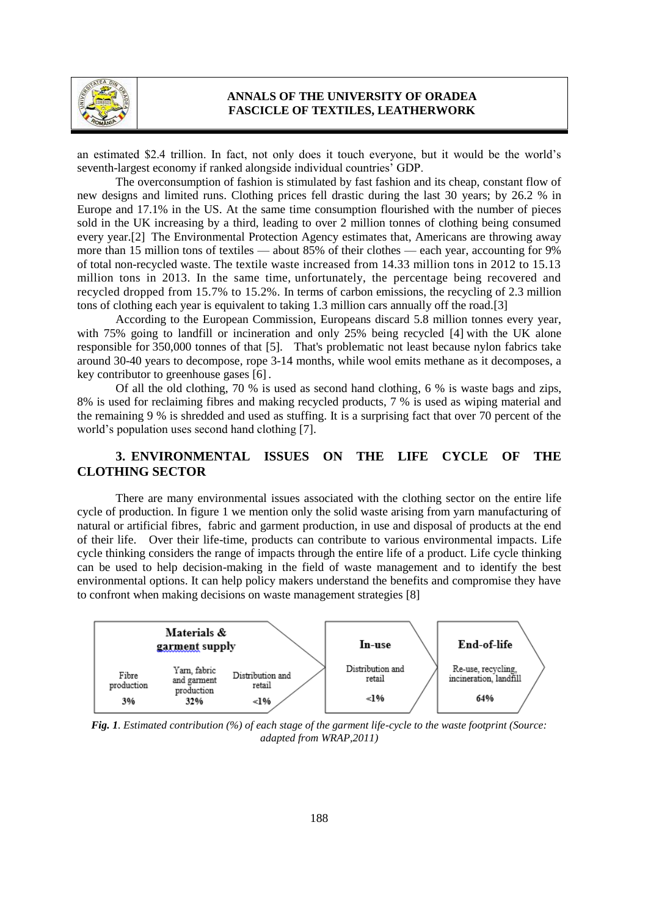an estimated \$2.4 trillion. In fact, not only does it touch everyone, but it would be the world's seventh-largest economy if ranked alongside individual countries' GDP.

The overconsumption of fashion is stimulated by fast fashion and its cheap, constant flow of new designs and limited runs. Clothing prices fell drastic during the last 30 years; by 26.2 % in Europe and 17.1% in the US. At the same time consumption flourished with the number of pieces sold in the UK increasing by a third, leading to over 2 million tonnes of clothing being consumed every year.[2] The Environmental Protection Agency estimates that, Americans are throwing away more than 15 million tons of textiles — about 85% of their clothes — each year, accounting for 9% of total non-recycled waste. The textile waste increased from 14.33 million tons in 2012 to 15.13 million tons in 2013. In the same time, unfortunately, the percentage being recovered and recycled dropped from 15.7% to 15.2%. In terms of carbon emissions, the recycling of 2.3 million tons of clothing each year is equivalent to taking 1.3 million cars annually off the road.[3]

According to the European Commission, Europeans discard 5.8 million tonnes every year, with 75% going to landfill or incineration and only 25% being recycled [4] with the UK alone responsible for 350,000 tonnes of that [5]. That's problematic not least because nylon fabrics take around 30-40 years to decompose, rope 3-14 months, while wool emits methane as it decomposes, a key contributor to greenhouse gases [6].

Of all the old clothing, 70 % is used as second hand clothing, 6 % is waste bags and zips, 8% is used for reclaiming fibres and making recycled products, 7 % is used as wiping material and the remaining 9 % is shredded and used as stuffing. It is a surprising fact that over 70 percent of the world's population uses second hand clothing [7].

## 3. ENVIRONMENTAL ISSUES ON THE LIFE CYCLE OF THE CLOTHING SECTOR

There are many environmental issues associated with the clothing sector on the entire life cycle of production. In figure 1 we mention only the solid waste arising from yarn manufacturing of natural or artificial fibres, fabric and garment production, in use and disposal of products at the end of their life. Over their life-time, products can contribute to various environmental impacts. Life cycle thinking considers the range of impacts through the entire life of a product. Life cycle thinking can be used to help decision-making in the field of waste management and to identify the best environmental options. It can help policy makers understand the benefits and compromise they have to confront when making decisions on waste management strategies [8]

| Materials & garment supply | | | In-use | End-of-life |
|---|---|---|---|---|
| Fibre production | Yarn, fabric and garment production | Distribution and retail | Distribution and retail | Re-use, recycling, incineration, landfill |
| 3% | 32% | <1% | <1% | 64% |

***Fig. 1**. Estimated contribution (%) of each stage of the garment life-cycle to the waste footprint (Source: adapted from WRAP,2011)*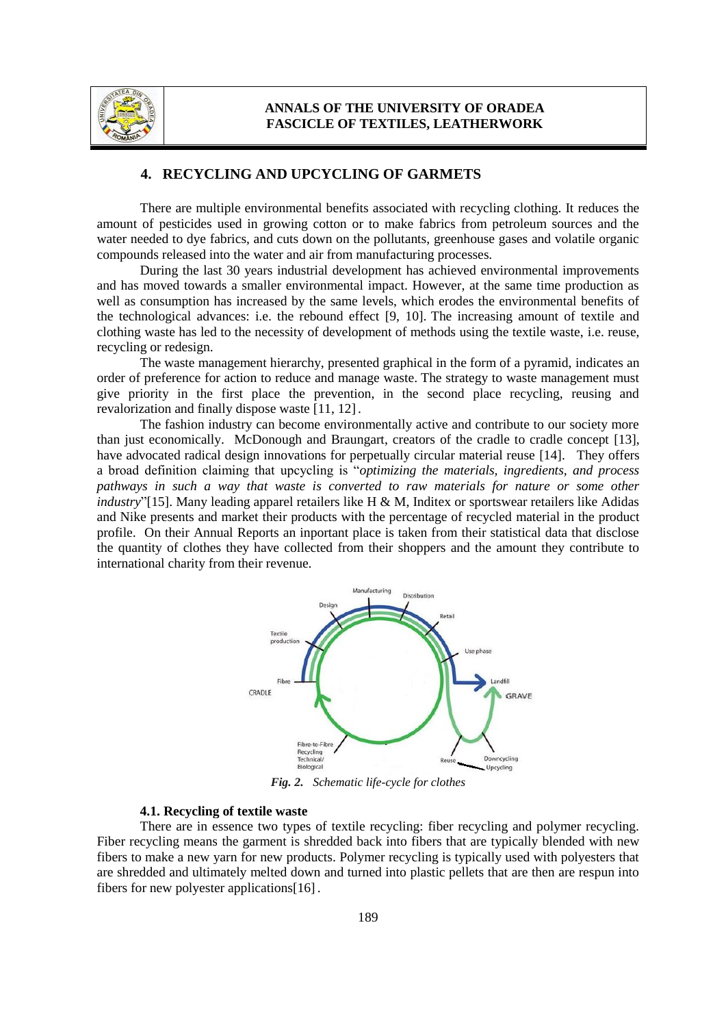## 4. RECYCLING AND UPCYCLING OF GARMETS

There are multiple environmental benefits associated with recycling clothing. It reduces the amount of pesticides used in growing cotton or to make fabrics from petroleum sources and the water needed to dye fabrics, and cuts down on the pollutants, greenhouse gases and volatile organic compounds released into the water and air from manufacturing processes.

During the last 30 years industrial development has achieved environmental improvements and has moved towards a smaller environmental impact. However, at the same time production as well as consumption has increased by the same levels, which erodes the environmental benefits of the technological advances: i.e. the rebound effect [9, 10]. The increasing amount of textile and clothing waste has led to the necessity of development of methods using the textile waste, i.e. reuse, recycling or redesign.

The waste management hierarchy, presented graphical in the form of a pyramid, indicates an order of preference for action to reduce and manage waste. The strategy to waste management must give priority in the first place the prevention, in the second place recycling, reusing and revalorization and finally dispose waste [11, 12].

The fashion industry can become environmentally active and contribute to our society more than just economically. McDonough and Braungart, creators of the cradle to cradle concept [13], have advocated radical design innovations for perpetually circular material reuse [14]. They offers a broad definition claiming that upcycling is "*optimizing the materials, ingredients, and process pathways in such a way that waste is converted to raw materials for nature or some other industry*"[15]. Many leading apparel retailers like H & M, Inditex or sportswear retailers like Adidas and Nike presents and market their products with the percentage of recycled material in the product profile. On their Annual Reports an inportant place is taken from their statistical data that disclose the quantity of clothes they have collected from their shoppers and the amount they contribute to international charity from their revenue.

***Fig. 2.*** *Schematic life-cycle for clothes*

### 4.1. Recycling of textile waste

There are in essence two types of textile recycling: fiber recycling and polymer recycling. Fiber recycling means the garment is shredded back into fibers that are typically blended with new fibers to make a new yarn for new products. Polymer recycling is typically used with polyesters that are shredded and ultimately melted down and turned into plastic pellets that are then are respun into fibers for new polyester applications[16].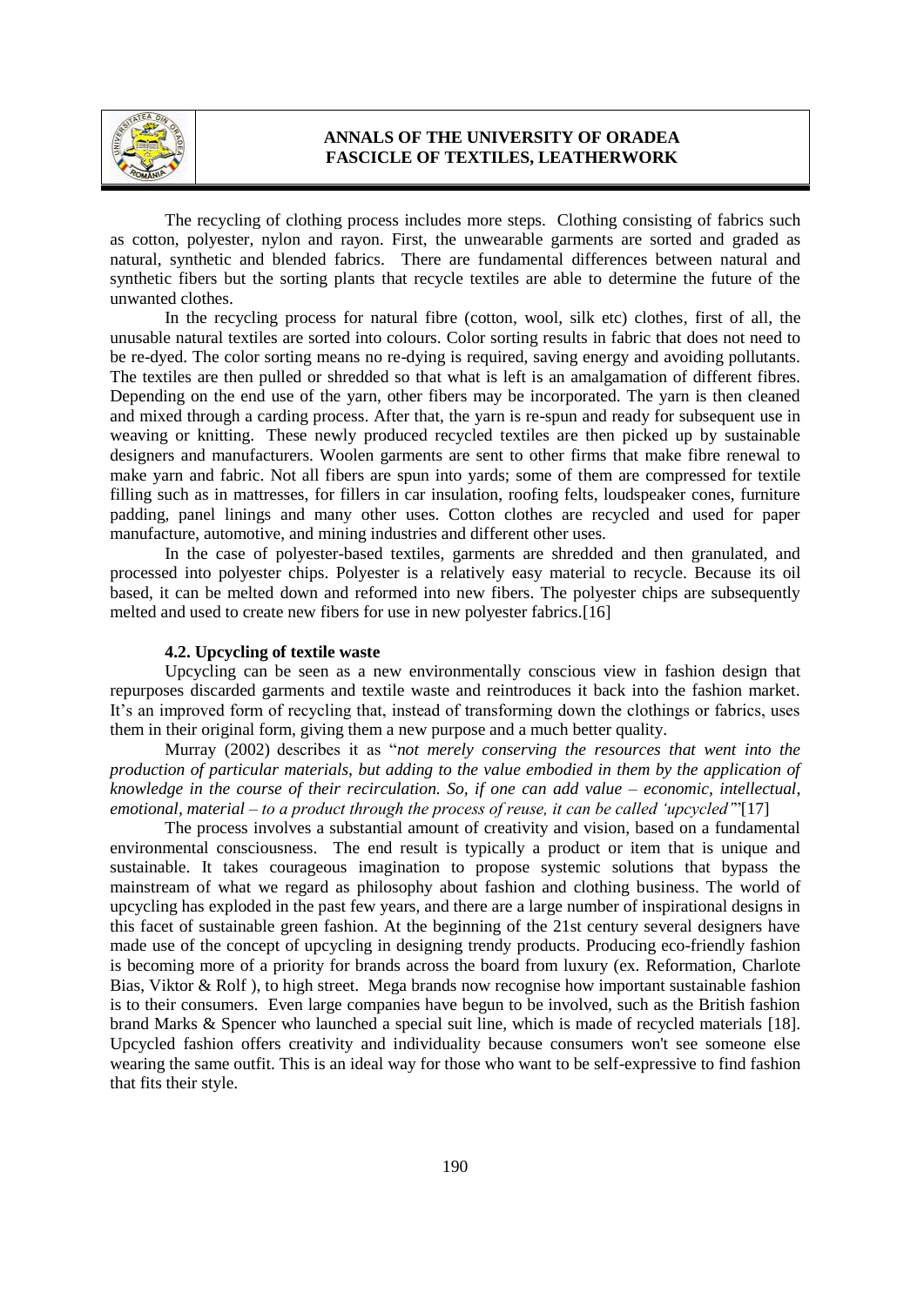The recycling of clothing process includes more steps. Clothing consisting of fabrics such as cotton, polyester, nylon and rayon. First, the unwearable garments are sorted and graded as natural, synthetic and blended fabrics. There are fundamental differences between natural and synthetic fibers but the sorting plants that recycle textiles are able to determine the future of the unwanted clothes.

In the recycling process for natural fibre (cotton, wool, silk etc) clothes, first of all, the unusable natural textiles are sorted into colours. Color sorting results in fabric that does not need to be re-dyed. The color sorting means no re-dying is required, saving energy and avoiding pollutants. The textiles are then pulled or shredded so that what is left is an amalgamation of different fibres. Depending on the end use of the yarn, other fibers may be incorporated. The yarn is then cleaned and mixed through a carding process. After that, the yarn is re-spun and ready for subsequent use in weaving or knitting. These newly produced recycled textiles are then picked up by sustainable designers and manufacturers. Woolen garments are sent to other firms that make fibre renewal to make yarn and fabric. Not all fibers are spun into yards; some of them are compressed for textile filling such as in mattresses, for fillers in car insulation, roofing felts, loudspeaker cones, furniture padding, panel linings and many other uses. Cotton clothes are recycled and used for paper manufacture, automotive, and mining industries and different other uses.

In the case of polyester-based textiles, garments are shredded and then granulated, and processed into polyester chips. Polyester is a relatively easy material to recycle. Because its oil based, it can be melted down and reformed into new fibers. The polyester chips are subsequently melted and used to create new fibers for use in new polyester fabrics.[16]

### 4.2. Upcycling of textile waste

Upcycling can be seen as a new environmentally conscious view in fashion design that repurposes discarded garments and textile waste and reintroduces it back into the fashion market. It's an improved form of recycling that, instead of transforming down the clothings or fabrics, uses them in their original form, giving them a new purpose and a much better quality.

Murray (2002) describes it as "*not merely conserving the resources that went into the production of particular materials, but adding to the value embodied in them by the application of knowledge in the course of their recirculation. So, if one can add value – economic, intellectual, emotional, material – to a product through the process of reuse, it can be called 'upcycled'*"[17]

The process involves a substantial amount of creativity and vision, based on a fundamental environmental consciousness. The end result is typically a product or item that is unique and sustainable. It takes courageous imagination to propose systemic solutions that bypass the mainstream of what we regard as philosophy about fashion and clothing business. The world of upcycling has exploded in the past few years, and there are a large number of inspirational designs in this facet of sustainable green fashion. At the beginning of the 21st century several designers have made use of the concept of upcycling in designing trendy products. Producing eco-friendly fashion is becoming more of a priority for brands across the board from luxury (ex. Reformation, Charlote Bias, Viktor & Rolf ), to high street. Mega brands now recognise how important sustainable fashion is to their consumers. Even large companies have begun to be involved, such as the British fashion brand Marks & Spencer who launched a special suit line, which is made of recycled materials [18]. Upcycled fashion offers creativity and individuality because consumers won't see someone else wearing the same outfit. This is an ideal way for those who want to be self-expressive to find fashion that fits their style.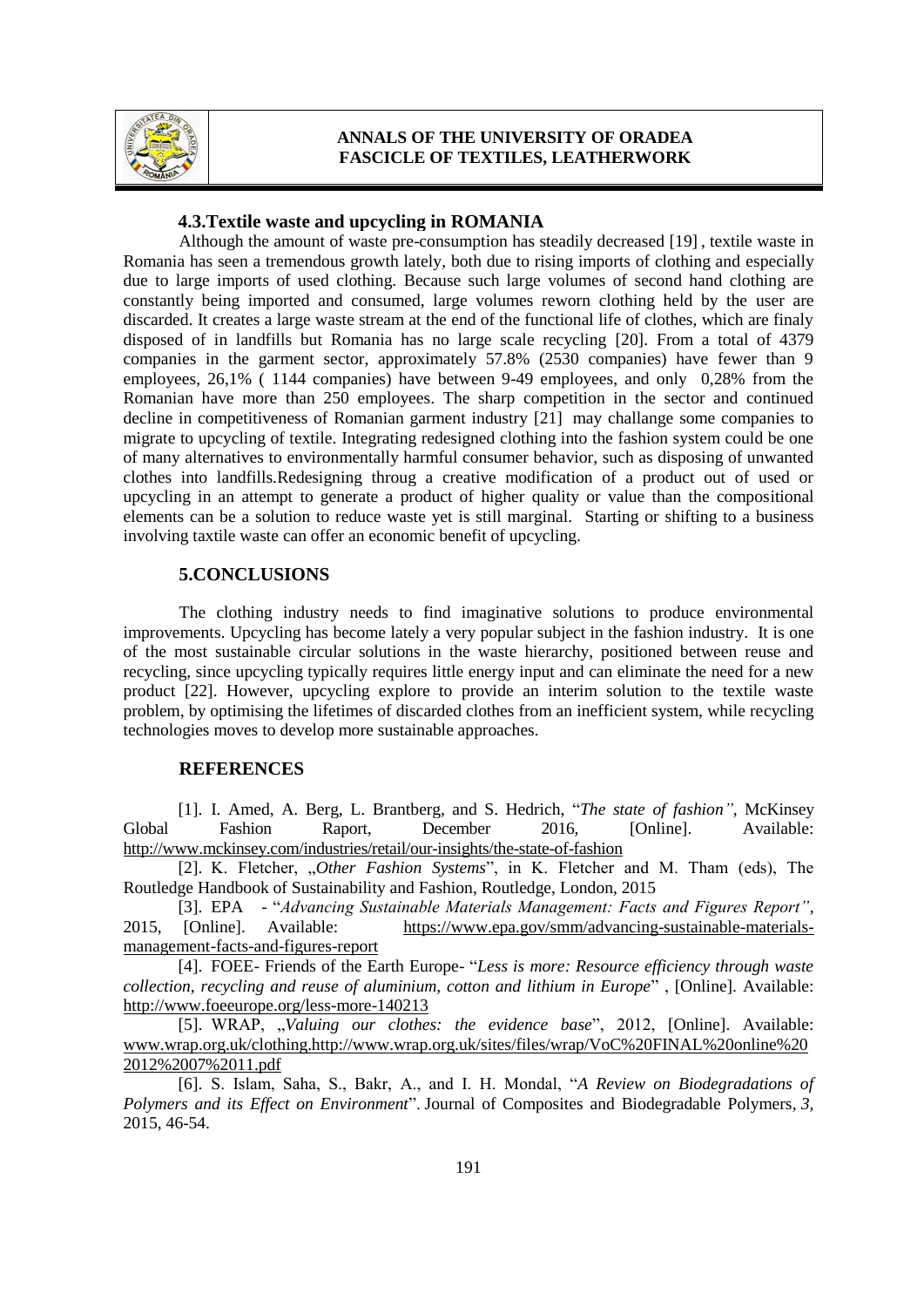### 4.3.Textile waste and upcycling in ROMANIA

Although the amount of waste pre-consumption has steadily decreased [19] , textile waste in Romania has seen a tremendous growth lately, both due to rising imports of clothing and especially due to large imports of used clothing. Because such large volumes of second hand clothing are constantly being imported and consumed, large volumes reworn clothing held by the user are discarded. It creates a large waste stream at the end of the functional life of clothes, which are finaly disposed of in landfills but Romania has no large scale recycling [20]. From a total of 4379 companies in the garment sector, approximately 57.8% (2530 companies) have fewer than 9 employees, 26,1% ( 1144 companies) have between 9-49 employees, and only 0,28% from the Romanian have more than 250 employees. The sharp competition in the sector and continued decline in competitiveness of Romanian garment industry [21] may challange some companies to migrate to upcycling of textile. Integrating redesigned clothing into the fashion system could be one of many alternatives to environmentally harmful consumer behavior, such as disposing of unwanted clothes into landfills.Redesigning throug a creative modification of a product out of used or upcycling in an attempt to generate a product of higher quality or value than the compositional elements can be a solution to reduce waste yet is still marginal. Starting or shifting to a business involving taxtile waste can offer an economic benefit of upcycling.

## 5.CONCLUSIONS

The clothing industry needs to find imaginative solutions to produce environmental improvements. Upcycling has become lately a very popular subject in the fashion industry. It is one of the most sustainable circular solutions in the waste hierarchy, positioned between reuse and recycling, since upcycling typically requires little energy input and can eliminate the need for a new product [22]. However, upcycling explore to provide an interim solution to the textile waste problem, by optimising the lifetimes of discarded clothes from an inefficient system, while recycling technologies moves to develop more sustainable approaches.

## REFERENCES

[1]. I. Amed, A. Berg, L. Brantberg, and S. Hedrich, "*The state of fashion"*, McKinsey Global Fashion Raport, December 2016, [Online]. Available: http://www.mckinsey.com/industries/retail/our-insights/the-state-of-fashion

[2]. K. Fletcher, „*Other Fashion Systems*", in K. Fletcher and M. Tham (eds), The Routledge Handbook of Sustainability and Fashion, Routledge, London, 2015

[3]. EPA - "*Advancing Sustainable Materials Management: Facts and Figures Report"*, 2015, [Online]. Available: https://www.epa.gov/smm/advancing-sustainable-materials-management-facts-and-figures-report

[4]. FOEE- Friends of the Earth Europe- "*Less is more: Resource efficiency through waste collection, recycling and reuse of aluminium, cotton and lithium in Europe*" , [Online]. Available: http://www.foeeurope.org/less-more-140213

[5]. WRAP, „*Valuing our clothes: the evidence base*", 2012, [Online]. Available: www.wrap.org.uk/clothing.http://www.wrap.org.uk/sites/files/wrap/VoC%20FINAL%20online%202012%2007%2011.pdf

[6]. S. Islam, Saha, S., Bakr, A., and I. H. Mondal, "*A Review on Biodegradations of Polymers and its Effect on Environment*". Journal of Composites and Biodegradable Polymers, *3*, 2015, 46-54.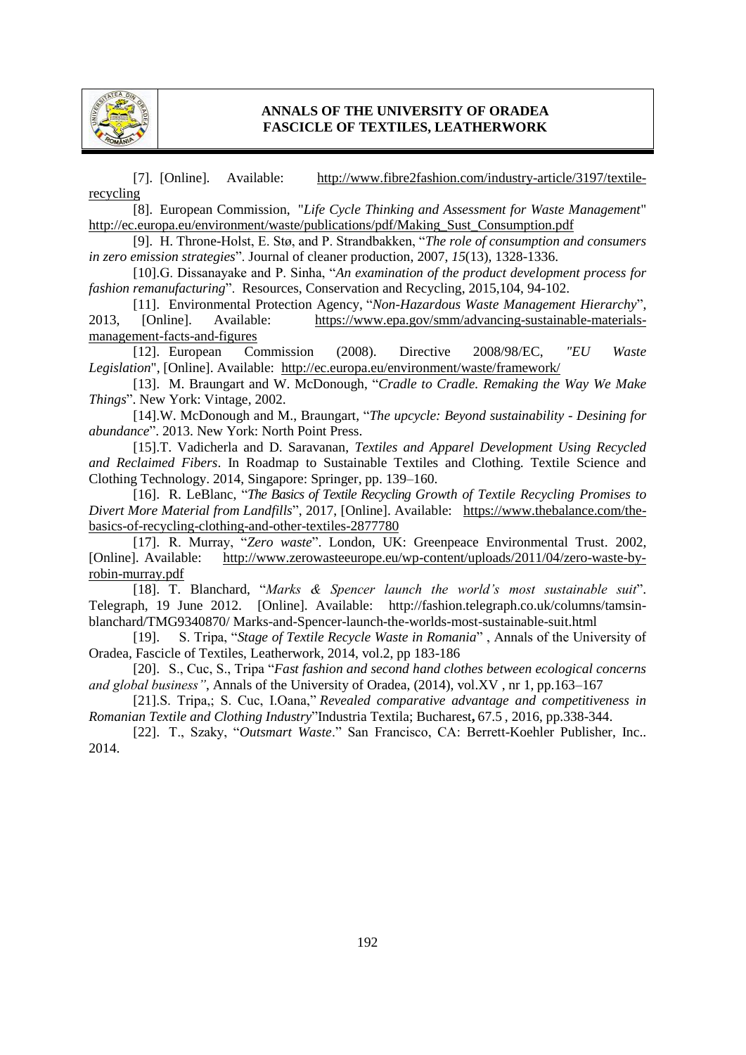[7]. [Online]. Available: http://www.fibre2fashion.com/industry-article/3197/textile-recycling

[8]. European Commission, "*Life Cycle Thinking and Assessment for Waste Management*" http://ec.europa.eu/environment/waste/publications/pdf/Making_Sust_Consumption.pdf

[9]. H. Throne-Holst, E. Stø, and P. Strandbakken, "*The role of consumption and consumers in zero emission strategies*". Journal of cleaner production, 2007, *15*(13), 1328-1336.

[10].G. Dissanayake and P. Sinha, "*An examination of the product development process for fashion remanufacturing*". Resources, Conservation and Recycling, 2015,104, 94-102.

[11]. Environmental Protection Agency, "*Non-Hazardous Waste Management Hierarchy*", 2013, [Online]. Available: https://www.epa.gov/smm/advancing-sustainable-materials-management-facts-and-figures

[12]. European Commission (2008). Directive 2008/98/EC, *"EU Waste Legislation*", [Online]. Available: http://ec.europa.eu/environment/waste/framework/

[13]. M. Braungart and W. McDonough, "*Cradle to Cradle. Remaking the Way We Make Things*". New York: Vintage, 2002.

[14].W. McDonough and M., Braungart, "*The upcycle: Beyond sustainability - Desining for abundance*". 2013. New York: North Point Press.

[15].T. Vadicherla and D. Saravanan, *Textiles and Apparel Development Using Recycled and Reclaimed Fibers*. In Roadmap to Sustainable Textiles and Clothing. Textile Science and Clothing Technology. 2014, Singapore: Springer, pp. 139–160.

[16]. R. LeBlanc, "*The Basics of Textile Recycling Growth of Textile Recycling Promises to Divert More Material from Landfills*", 2017, [Online]. Available: https://www.thebalance.com/the-basics-of-recycling-clothing-and-other-textiles-2877780

[17]. R. Murray, "*Zero waste*". London, UK: Greenpeace Environmental Trust. 2002, [Online]. Available: http://www.zerowasteeurope.eu/wp-content/uploads/2011/04/zero-waste-by-robin-murray.pdf

[18]. T. Blanchard, "*Marks & Spencer launch the world's most sustainable suit*". Telegraph, 19 June 2012. [Online]. Available: http://fashion.telegraph.co.uk/columns/tamsin-blanchard/TMG9340870/ Marks-and-Spencer-launch-the-worlds-most-sustainable-suit.html

[19]. S. Tripa, "*Stage of Textile Recycle Waste in Romania*" , Annals of the University of Oradea, Fascicle of Textiles, Leatherwork, 2014, vol.2, pp 183-186

[20]. S., Cuc, S., Tripa "*Fast fashion and second hand clothes between ecological concerns and global business"*, Annals of the University of Oradea, (2014), vol.XV , nr 1, pp.163–167

[21].S. Tripa,; S. Cuc, I.Oana," *Revealed comparative advantage and competitiveness in Romanian Textile and Clothing Industry*"Industria Textila; Bucharest**,** 67.5 , 2016, pp.338-344.

[22]. T., Szaky, "*Outsmart Waste*." San Francisco, CA: Berrett-Koehler Publisher, Inc.. 2014.